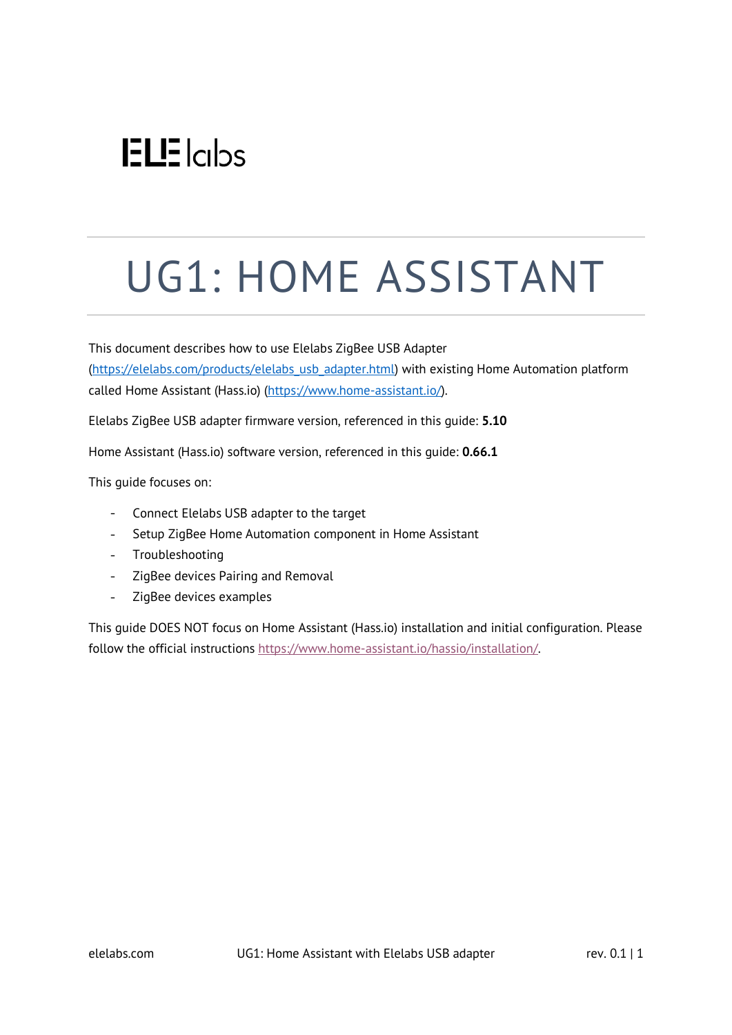ELE labs

# UG1: HOME ASSISTANT

This document describes how to use Elelabs ZigBee USB Adapter (https://elelabs.com/products/elelabs_usb_adapter.html) with existing Home Automation platform called Home Assistant (Hass.io) (https://www.home-assistant.io/).

Elelabs ZigBee USB adapter firmware version, referenced in this guide: **5.10**

Home Assistant (Hass.io) software version, referenced in this guide: **0.66.1**

This guide focuses on:

- Connect Elelabs USB adapter to the target
- Setup ZigBee Home Automation component in Home Assistant
- Troubleshooting
- ZigBee devices Pairing and Removal
- ZigBee devices examples

This guide DOES NOT focus on Home Assistant (Hass.io) installation and initial configuration. Please follow the official instructions https://www.home-assistant.io/hassio/installation/.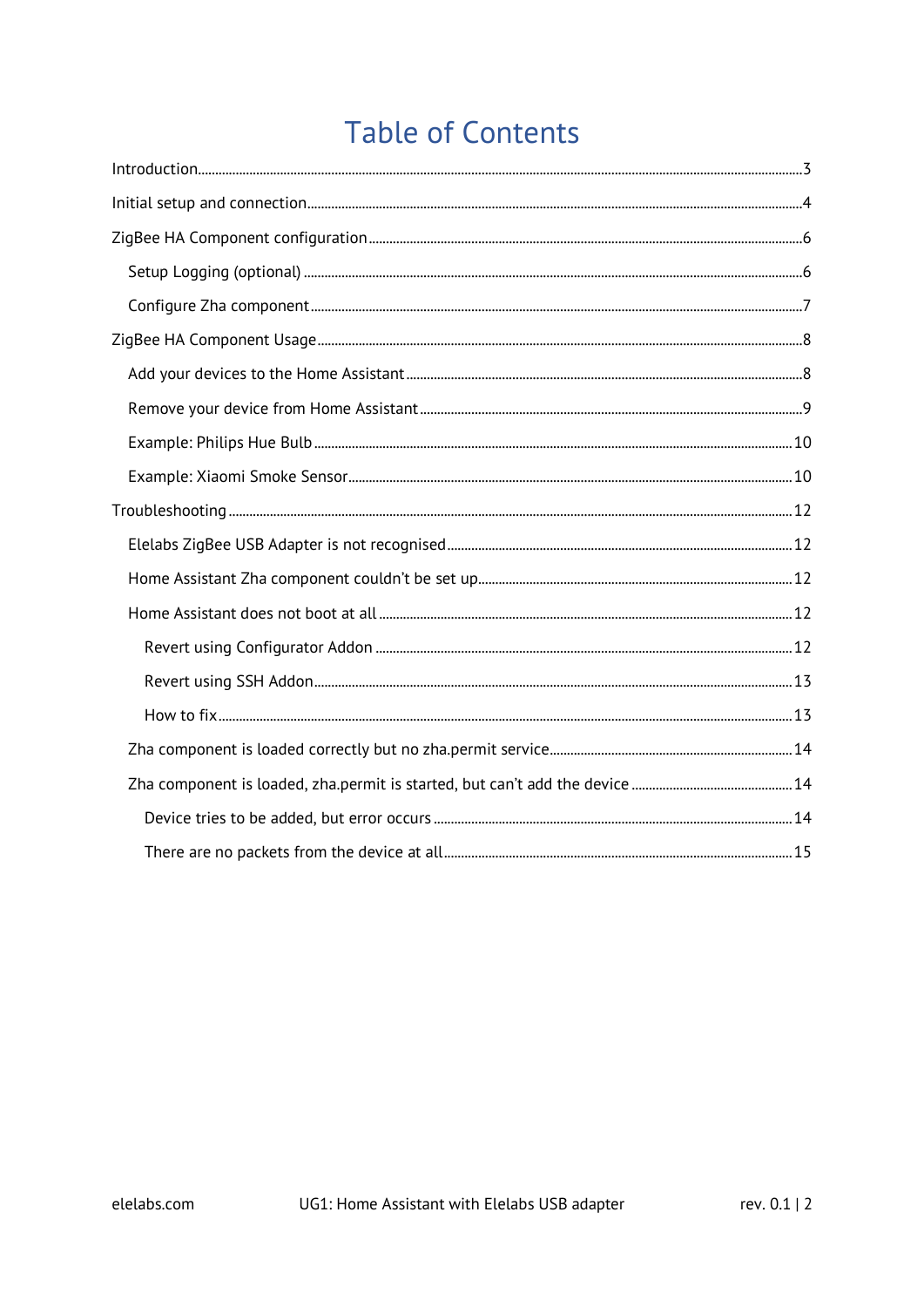# Table of Contents

- Introduction ... 3
- Initial setup and connection ... 4
- ZigBee HA Component configuration ... 6
  - Setup Logging (optional) ... 6
  - Configure Zha component ... 7
- ZigBee HA Component Usage ... 8
  - Add your devices to the Home Assistant ... 8
  - Remove your device from Home Assistant ... 9
  - Example: Philips Hue Bulb ... 10
  - Example: Xiaomi Smoke Sensor ... 10
- Troubleshooting ... 12
  - Elelabs ZigBee USB Adapter is not recognised ... 12
  - Home Assistant Zha component couldn't be set up ... 12
  - Home Assistant does not boot at all ... 12
    - Revert using Configurator Addon ... 12
    - Revert using SSH Addon ... 13
    - How to fix ... 13
  - Zha component is loaded correctly but no zha.permit service ... 14
  - Zha component is loaded, zha.permit is started, but can't add the device ... 14
    - Device tries to be added, but error occurs ... 14
    - There are no packets from the device at all ... 15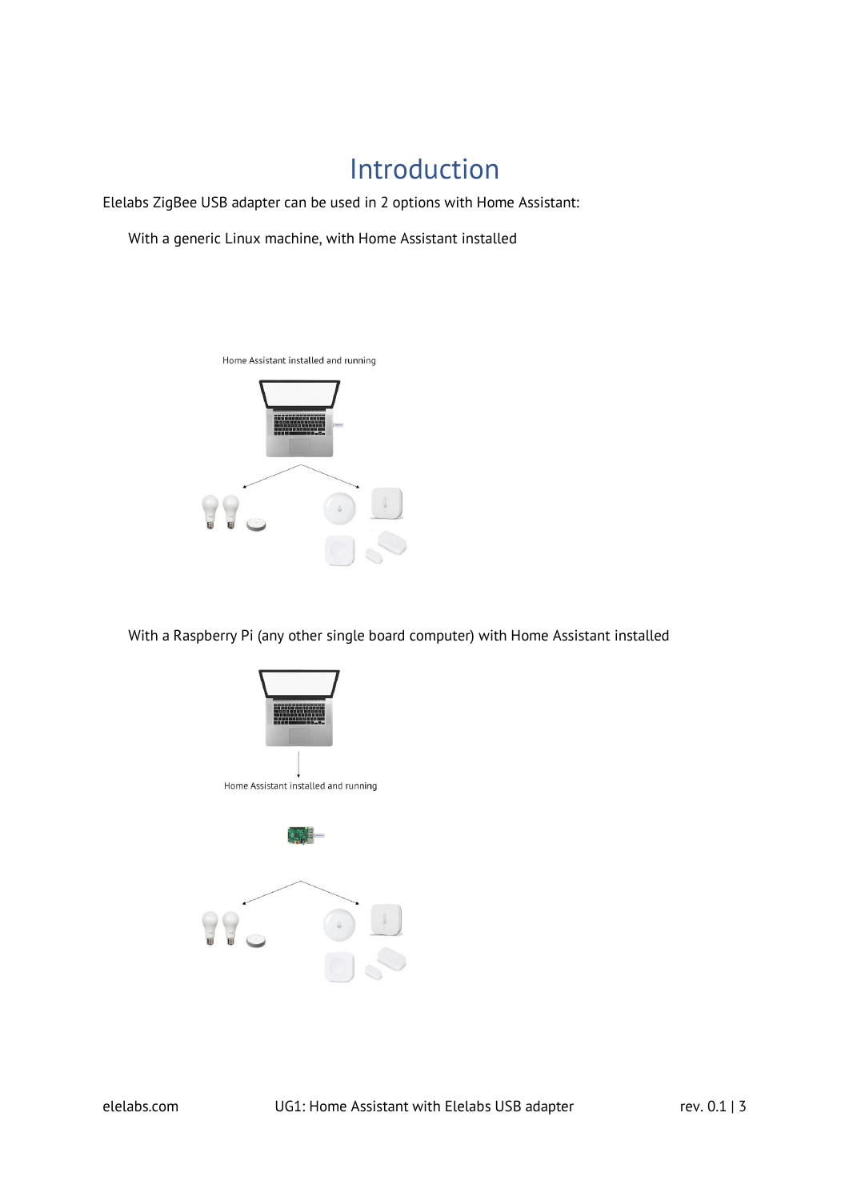# Introduction

Elelabs ZigBee USB adapter can be used in 2 options with Home Assistant:

- With a generic Linux machine, with Home Assistant installed

Home Assistant installed and running

- With a Raspberry Pi (any other single board computer) with Home Assistant installed

Home Assistant installed and running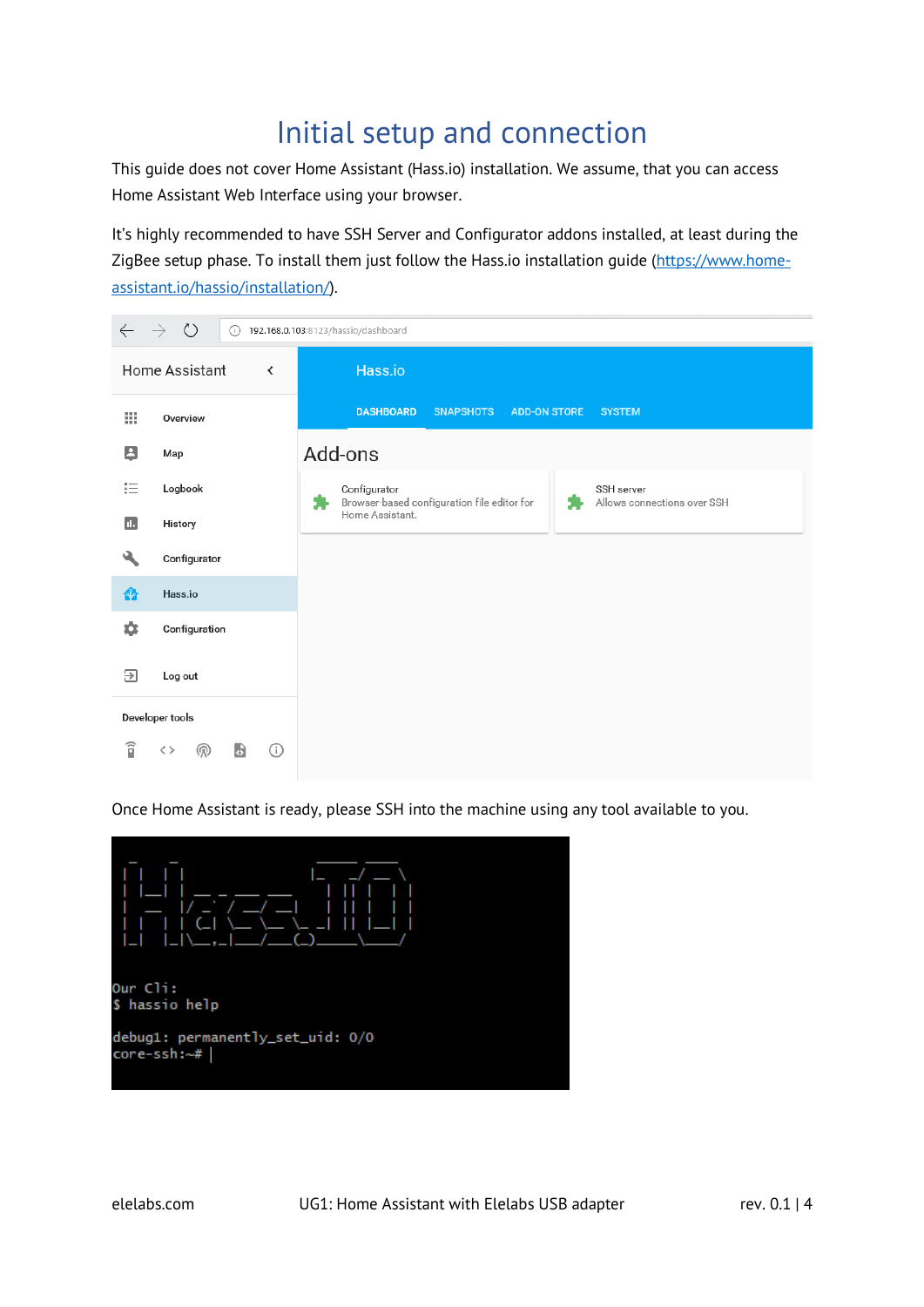# Initial setup and connection

This guide does not cover Home Assistant (Hass.io) installation. We assume, that you can access Home Assistant Web Interface using your browser.

It's highly recommended to have SSH Server and Configurator addons installed, at least during the ZigBee setup phase. To install them just follow the Hass.io installation guide ([https://www.home-assistant.io/hassio/installation/](https://www.home-assistant.io/hassio/installation/)).

Once Home Assistant is ready, please SSH into the machine using any tool available to you.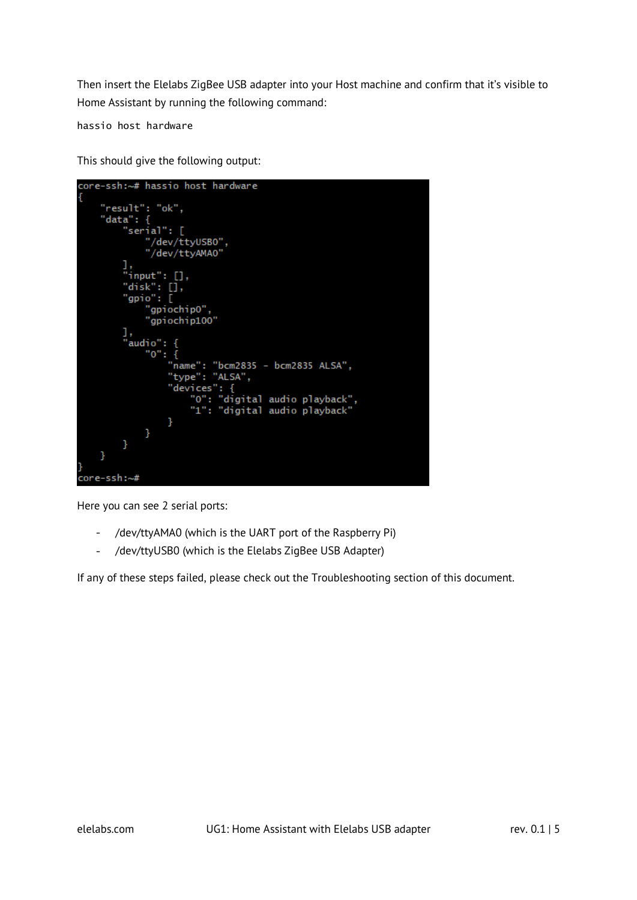Then insert the Elelabs ZigBee USB adapter into your Host machine and confirm that it's visible to Home Assistant by running the following command:

```
hassio host hardware
```

This should give the following output:

```
core-ssh:~# hassio host hardware
{
    "result": "ok",
    "data": {
        "serial": [
            "/dev/ttyUSB0",
            "/dev/ttyAMA0"
        ],
        "input": [],
        "disk": [],
        "gpio": [
            "gpiochip0",
            "gpiochip100"
        ],
        "audio": {
            "0": {
                "name": "bcm2835 - bcm2835 ALSA",
                "type": "ALSA",
                "devices": {
                    "0": "digital audio playback",
                    "1": "digital audio playback"
                }
            }
        }
    }
}
core-ssh:~#
```

Here you can see 2 serial ports:

- /dev/ttyAMA0 (which is the UART port of the Raspberry Pi)
- /dev/ttyUSB0 (which is the Elelabs ZigBee USB Adapter)

If any of these steps failed, please check out the Troubleshooting section of this document.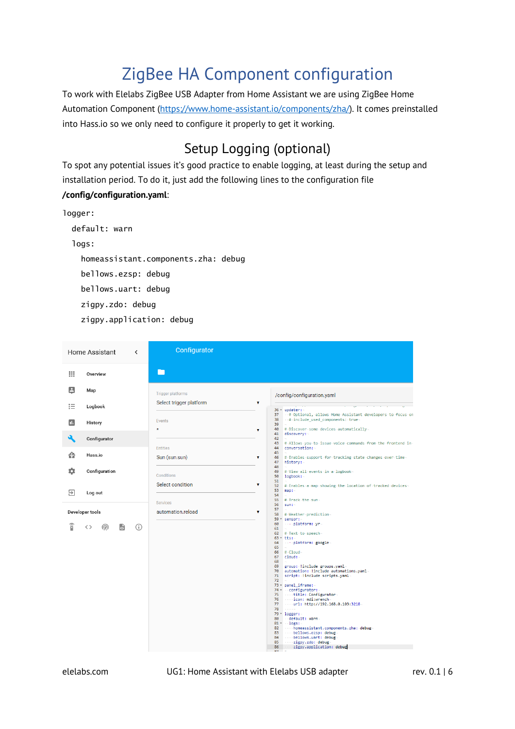# ZigBee HA Component configuration

To work with Elelabs ZigBee USB Adapter from Home Assistant we are using ZigBee Home Automation Component (https://www.home-assistant.io/components/zha/). It comes preinstalled into Hass.io so we only need to configure it properly to get it working.

## Setup Logging (optional)

To spot any potential issues it's good practice to enable logging, at least during the setup and installation period. To do it, just add the following lines to the configuration file **/config/configuration.yaml**:

```
logger:
  default: warn
  logs:
    homeassistant.components.zha: debug
    bellows.ezsp: debug
    bellows.uart: debug
    zigpy.zdo: debug
    zigpy.application: debug
```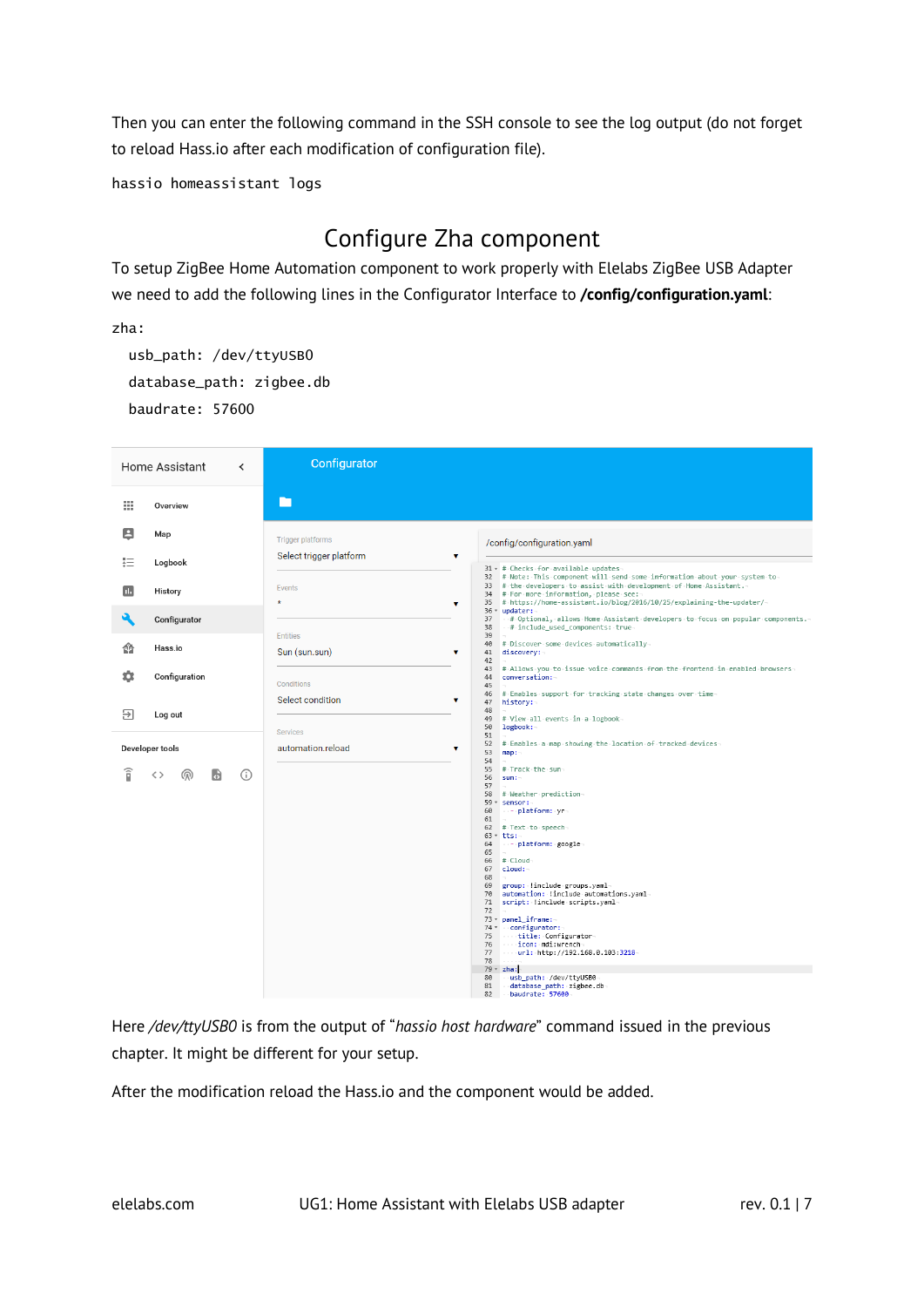Then you can enter the following command in the SSH console to see the log output (do not forget to reload Hass.io after each modification of configuration file).

```
hassio homeassistant logs
```

## Configure Zha component

To setup ZigBee Home Automation component to work properly with Elelabs ZigBee USB Adapter we need to add the following lines in the Configurator Interface to **/config/configuration.yaml**:

```
zha:
  usb_path: /dev/ttyUSB0
  database_path: zigbee.db
  baudrate: 57600
```

Here */dev/ttyUSB0* is from the output of "*hassio host hardware*" command issued in the previous chapter. It might be different for your setup.

After the modification reload the Hass.io and the component would be added.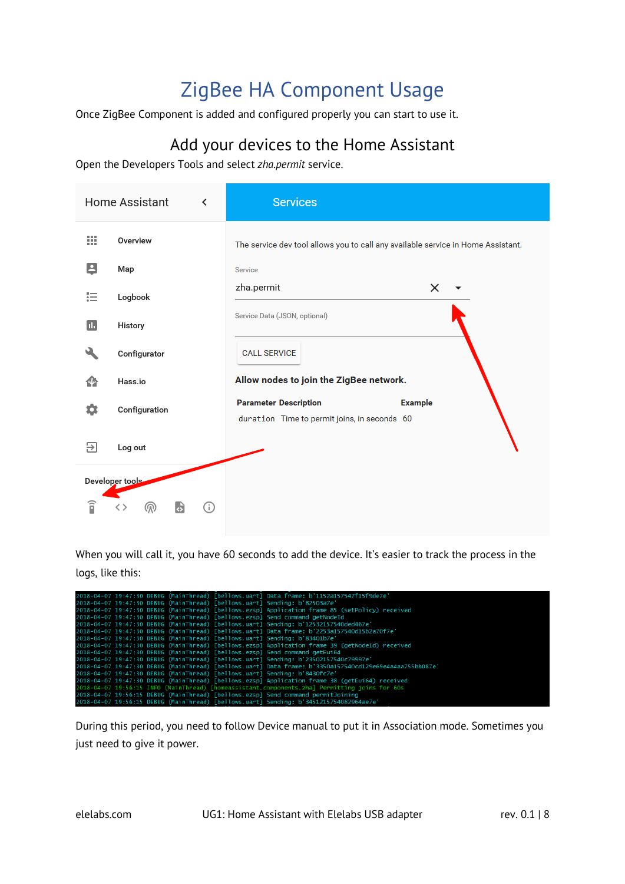# ZigBee HA Component Usage

Once ZigBee Component is added and configured properly you can start to use it.

## Add your devices to the Home Assistant

Open the Developers Tools and select *zha.permit* service.

When you will call it, you have 60 seconds to add the device. It's easier to track the process in the logs, like this:

```
2018-04-07 19:47:30 DEBUG (MainThread) [bellows.uart] Data frame: b'1152a157547f15f9de7e'
2018-04-07 19:47:30 DEBUG (MainThread) [bellows.uart] Sending: b'82503a7e'
2018-04-07 19:47:30 DEBUG (MainThread) [bellows.ezsp] Application frame 85 (setPolicy) received
2018-04-07 19:47:30 DEBUG (MainThread) [bellows.ezsp] Send command getNodeId
2018-04-07 19:47:30 DEBUG (MainThread) [bellows.uart] Sending: b'12532157540ded467e'
2018-04-07 19:47:30 DEBUG (MainThread) [bellows.uart] Data frame: b'2253a157540d15b2a70f7e'
2018-04-07 19:47:30 DEBUG (MainThread) [bellows.uart] Sending: b'83401b7e'
2018-04-07 19:47:30 DEBUG (MainThread) [bellows.ezsp] Application frame 39 (getNodeId) received
2018-04-07 19:47:30 DEBUG (MainThread) [bellows.ezsp] Send command getEui64
2018-04-07 19:47:30 DEBUG (MainThread) [bellows.uart] Sending: b'23502157540ce79997e'
2018-04-07 19:47:30 DEBUG (MainThread) [bellows.uart] Data frame: b'3350a157540cd129e69e4a4aa755bb087e'
2018-04-07 19:47:30 DEBUG (MainThread) [bellows.uart] Sending: b'8430fc7e'
2018-04-07 19:47:30 DEBUG (MainThread) [bellows.ezsp] Application frame 38 (getEui64) received
2018-04-07 19:56:15 INFO (MainThread) [homeassistant.components.zha] Permitting joins for 60s
2018-04-07 19:56:15 DEBUG (MainThread) [bellows.ezsp] Send command permitJoining
2018-04-07 19:56:15 DEBUG (MainThread) [bellows.uart] Sending: b'345121575408296 4ae7e'
```

During this period, you need to follow Device manual to put it in Association mode. Sometimes you just need to give it power.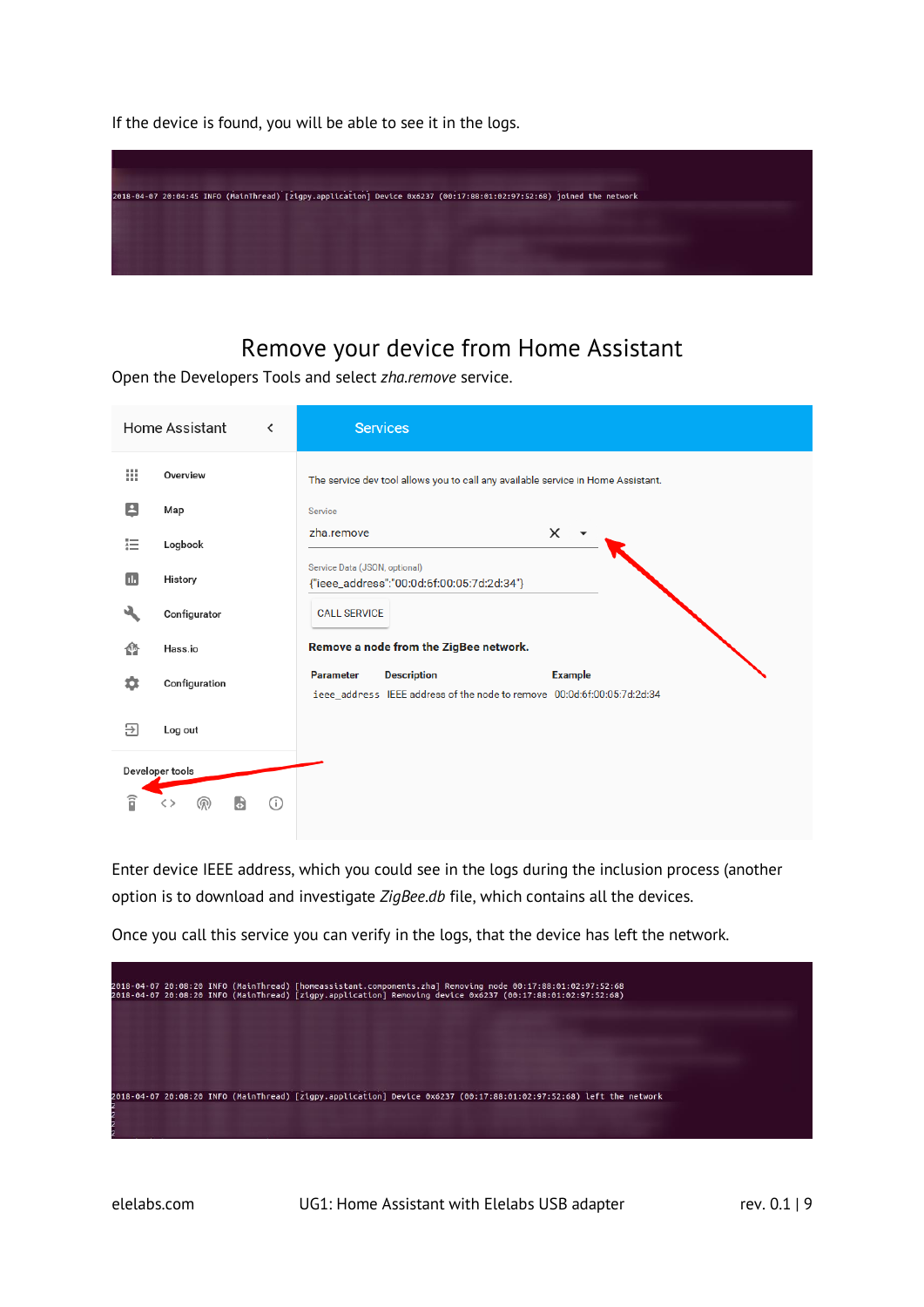If the device is found, you will be able to see it in the logs.

```
2018-04-07 20:04:45 INFO (MainThread) [zigpy.application] Device 0x6237 (00:17:88:01:02:97:52:68) joined the network
```

## Remove your device from Home Assistant

Open the Developers Tools and select *zha.remove* service.

Enter device IEEE address, which you could see in the logs during the inclusion process (another option is to download and investigate *ZigBee.db* file, which contains all the devices.

Once you call this service you can verify in the logs, that the device has left the network.

```
2018-04-07 20:08:20 INFO (MainThread) [homeassistant.components.zha] Removing node 00:17:88:01:02:97:52:68
2018-04-07 20:08:20 INFO (MainThread) [zigpy.application] Removing device 0x6237 (00:17:88:01:02:97:52:68)

2018-04-07 20:08:20 INFO (MainThread) [zigpy.application] Device 0x6237 (00:17:88:01:02:97:52:68) left the network
```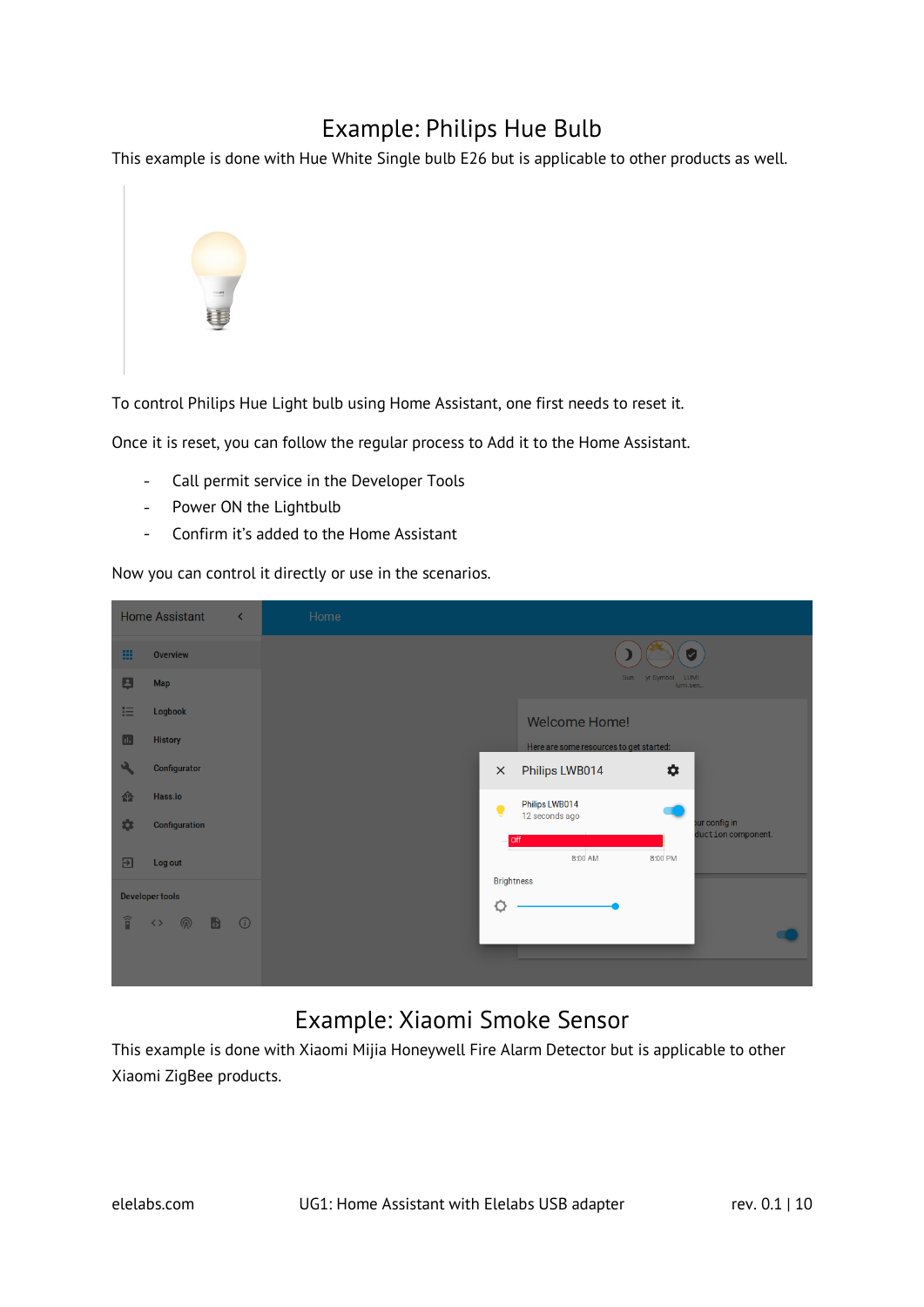# Example: Philips Hue Bulb

This example is done with Hue White Single bulb E26 but is applicable to other products as well.

To control Philips Hue Light bulb using Home Assistant, one first needs to reset it.

Once it is reset, you can follow the regular process to Add it to the Home Assistant.

- Call permit service in the Developer Tools
- Power ON the Lightbulb
- Confirm it's added to the Home Assistant

Now you can control it directly or use in the scenarios.

# Example: Xiaomi Smoke Sensor

This example is done with Xiaomi Mijia Honeywell Fire Alarm Detector but is applicable to other Xiaomi ZigBee products.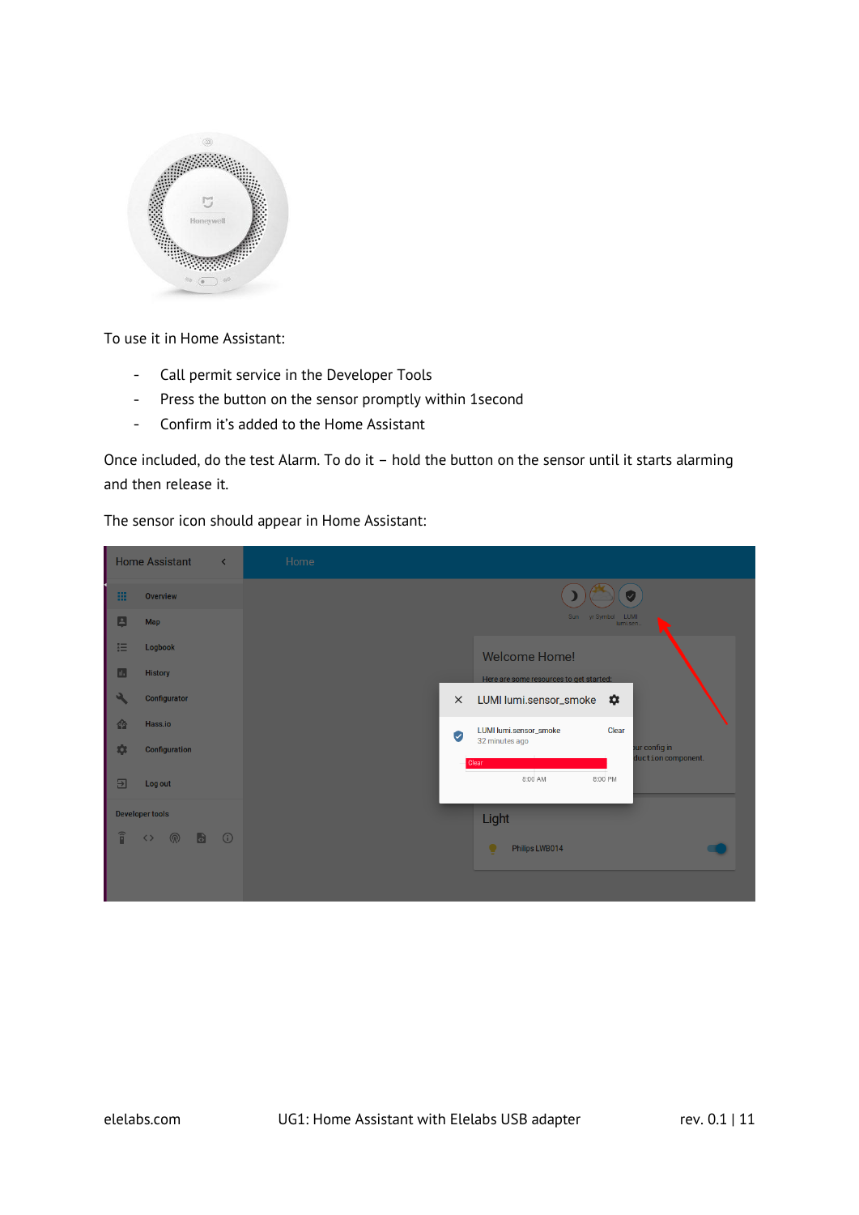To use it in Home Assistant:

- Call permit service in the Developer Tools
- Press the button on the sensor promptly within 1second
- Confirm it's added to the Home Assistant

Once included, do the test Alarm. To do it – hold the button on the sensor until it starts alarming and then release it.

The sensor icon should appear in Home Assistant: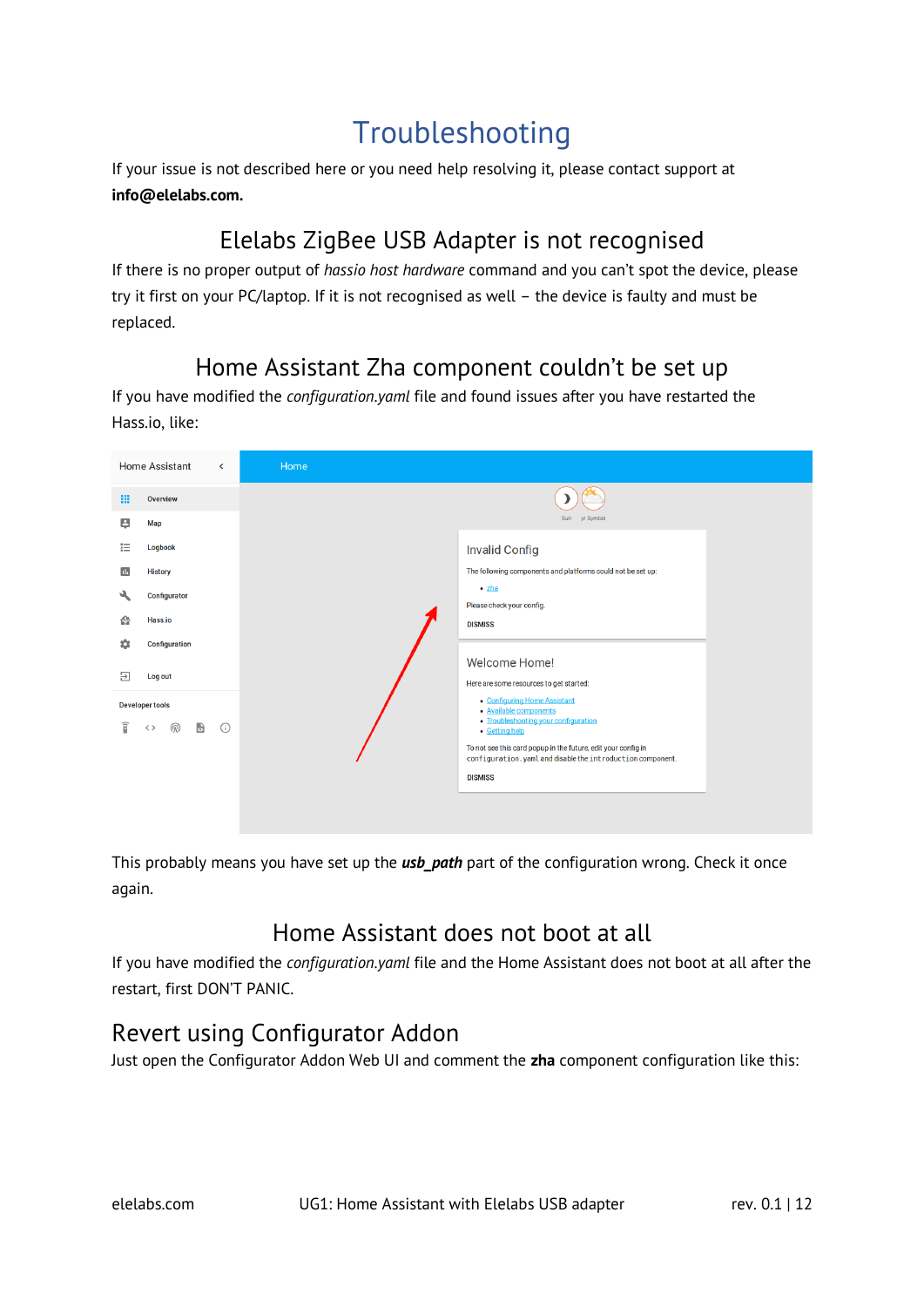# Troubleshooting

If your issue is not described here or you need help resolving it, please contact support at **info@elelabs.com.**

## Elelabs ZigBee USB Adapter is not recognised

If there is no proper output of *hassio host hardware* command and you can't spot the device, please try it first on your PC/laptop. If it is not recognised as well – the device is faulty and must be replaced.

## Home Assistant Zha component couldn't be set up

If you have modified the *configuration.yaml* file and found issues after you have restarted the Hass.io, like:

This probably means you have set up the ***usb_path*** part of the configuration wrong. Check it once again.

## Home Assistant does not boot at all

If you have modified the *configuration.yaml* file and the Home Assistant does not boot at all after the restart, first DON'T PANIC.

## Revert using Configurator Addon

Just open the Configurator Addon Web UI and comment the **zha** component configuration like this: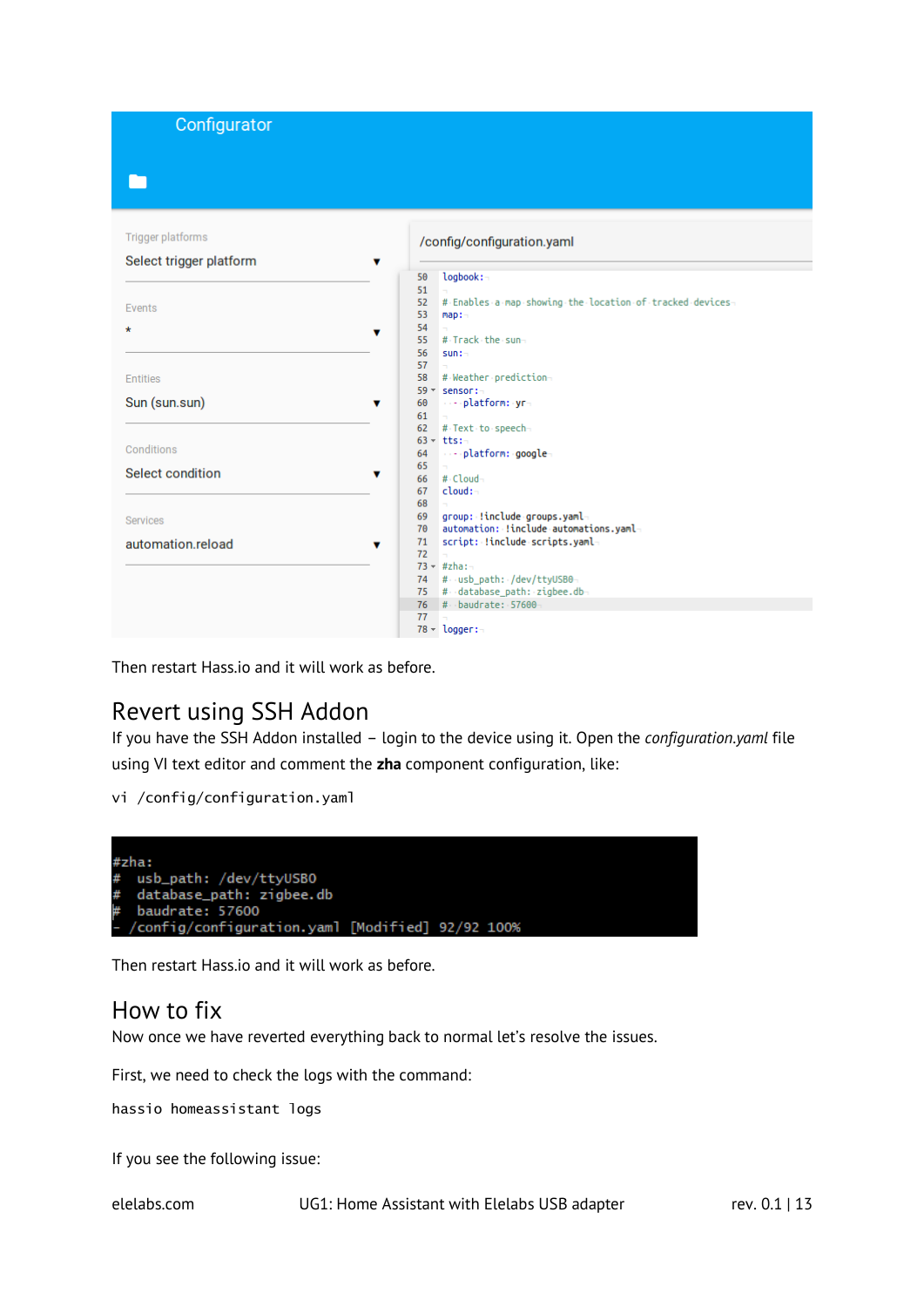Then restart Hass.io and it will work as before.

## Revert using SSH Addon

If you have the SSH Addon installed – login to the device using it. Open the *configuration.yaml* file using VI text editor and comment the **zha** component configuration, like:

```
vi /config/configuration.yaml
```

```
#zha:
#  usb_path: /dev/ttyUSB0
#  database_path: zigbee.db
#  baudrate: 57600
- /config/configuration.yaml [Modified] 92/92 100%
```

Then restart Hass.io and it will work as before.

## How to fix

Now once we have reverted everything back to normal let's resolve the issues.

First, we need to check the logs with the command:

```
hassio homeassistant logs
```

If you see the following issue: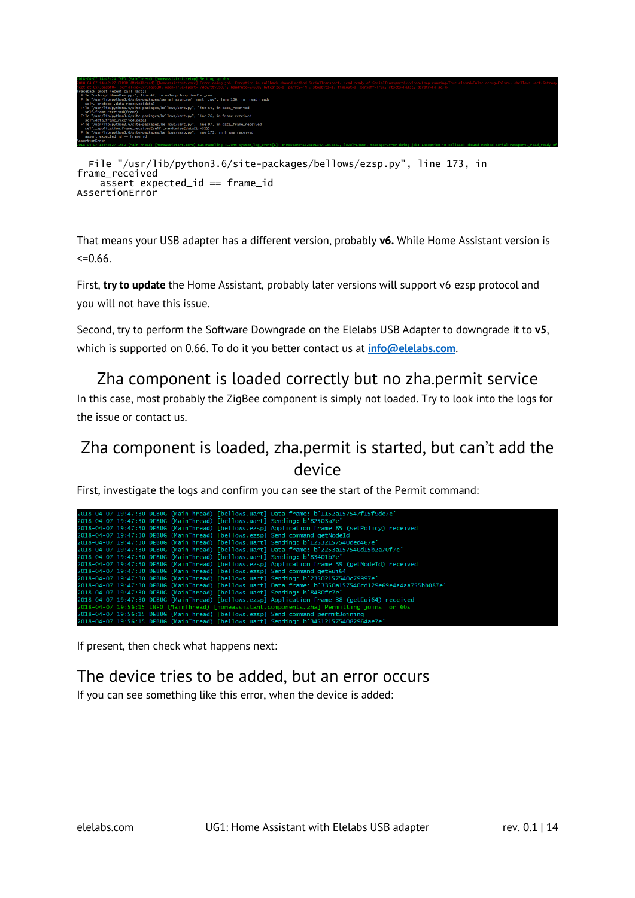```
2018-04-07 14:42:24 INFO (MainThread) [homeassistant.setup] Setting up zha
2018-04-07 14:42:27 ERROR (MainThread) [homeassistant.core] Error doing job: Exception in callback <bound method SerialTransport._read_ready of SerialTransport(<uvloop.Loop running=True closed=False debug=False>, <bellows.uart.Gateway object at 0x...>, Serial<id=0x..., open=True>(port='/dev/ttyUSB0', baudrate=57600, bytesize=8, parity='N', stopbits=1, timeout=0, xonxoff=False, rtscts=False, dsrdtr=False))>
Traceback (most recent call last):
  File "uvloop/cbhandles.pyx", line 47, in uvloop.loop.Handle._run
  File "/usr/lib/python3.6/site-packages/serial_asyncio/__init__.py", line 106, in _read_ready
    self._protocol.data_received(data)
  File "/usr/lib/python3.6/site-packages/bellows/uart.py", line 64, in data_received
    self.frame_received(frame)
  File "/usr/lib/python3.6/site-packages/bellows/uart.py", line 76, in frame_received
    self.data_frame_received(data)
  File "/usr/lib/python3.6/site-packages/bellows/uart.py", line 97, in data_frame_received
    self._application.frame_received(self._randomize(data[1:-3]))
  File "/usr/lib/python3.6/site-packages/bellows/ezsp.py", line 173, in frame_received
    assert expected_id == frame_id
AssertionError
2018-04-07 14:42:27 INFO (MainThread) [homeassistant.core] Bus:Handling <Event system_log_event[L]: timestamp=1523101347.1658862, level=ERROR, message=Error doing job: Exception in callback <bound method SerialTransport._read_ready of
```

```
  File "/usr/lib/python3.6/site-packages/bellows/ezsp.py", line 173, in
frame_received
    assert expected_id == frame_id
AssertionError
```

That means your USB adapter has a different version, probably **v6.** While Home Assistant version is <=0.66.

First, **try to update** the Home Assistant, probably later versions will support v6 ezsp protocol and you will not have this issue.

Second, try to perform the Software Downgrade on the Elelabs USB Adapter to downgrade it to **v5**, which is supported on 0.66. To do it you better contact us at **info@elelabs.com**.

## Zha component is loaded correctly but no zha.permit service

In this case, most probably the ZigBee component is simply not loaded. Try to look into the logs for the issue or contact us.

## Zha component is loaded, zha.permit is started, but can't add the device

First, investigate the logs and confirm you can see the start of the Permit command:

```
2018-04-07 19:47:30 DEBUG (MainThread) [bellows.uart] Data frame: b'1152a157547f15f9de7e'
2018-04-07 19:47:30 DEBUG (MainThread) [bellows.uart] Sending: b'82503a7e'
2018-04-07 19:47:30 DEBUG (MainThread) [bellows.ezsp] Application frame 85 (setPolicy) received
2018-04-07 19:47:30 DEBUG (MainThread) [bellows.ezsp] Send command getNodeId
2018-04-07 19:47:30 DEBUG (MainThread) [bellows.uart] Sending: b'12532157540ded467e'
2018-04-07 19:47:30 DEBUG (MainThread) [bellows.uart] Data frame: b'2253a157540d15b2a70f7e'
2018-04-07 19:47:30 DEBUG (MainThread) [bellows.uart] Sending: b'83401b7e'
2018-04-07 19:47:30 DEBUG (MainThread) [bellows.ezsp] Application frame 39 (getNodeId) received
2018-04-07 19:47:30 DEBUG (MainThread) [bellows.ezsp] Send command getEui64
2018-04-07 19:47:30 DEBUG (MainThread) [bellows.uart] Sending: b'23502157540ce79997e'
2018-04-07 19:47:30 DEBUG (MainThread) [bellows.uart] Data frame: b'3350a157540cd129e69e4a4aa755bb087e'
2018-04-07 19:47:30 DEBUG (MainThread) [bellows.uart] Sending: b'8430fc7e'
2018-04-07 19:47:30 DEBUG (MainThread) [bellows.ezsp] Application frame 38 (getEui64) received
2018-04-07 19:56:15 INFO (MainThread) [homeassistant.components.zha] Permitting joins for 60s
2018-04-07 19:56:15 DEBUG (MainThread) [bellows.ezsp] Send command permitJoining
2018-04-07 19:56:15 DEBUG (MainThread) [bellows.uart] Sending: b'34512157540829 64ae7e'
```

If present, then check what happens next:

## The device tries to be added, but an error occurs

If you can see something like this error, when the device is added: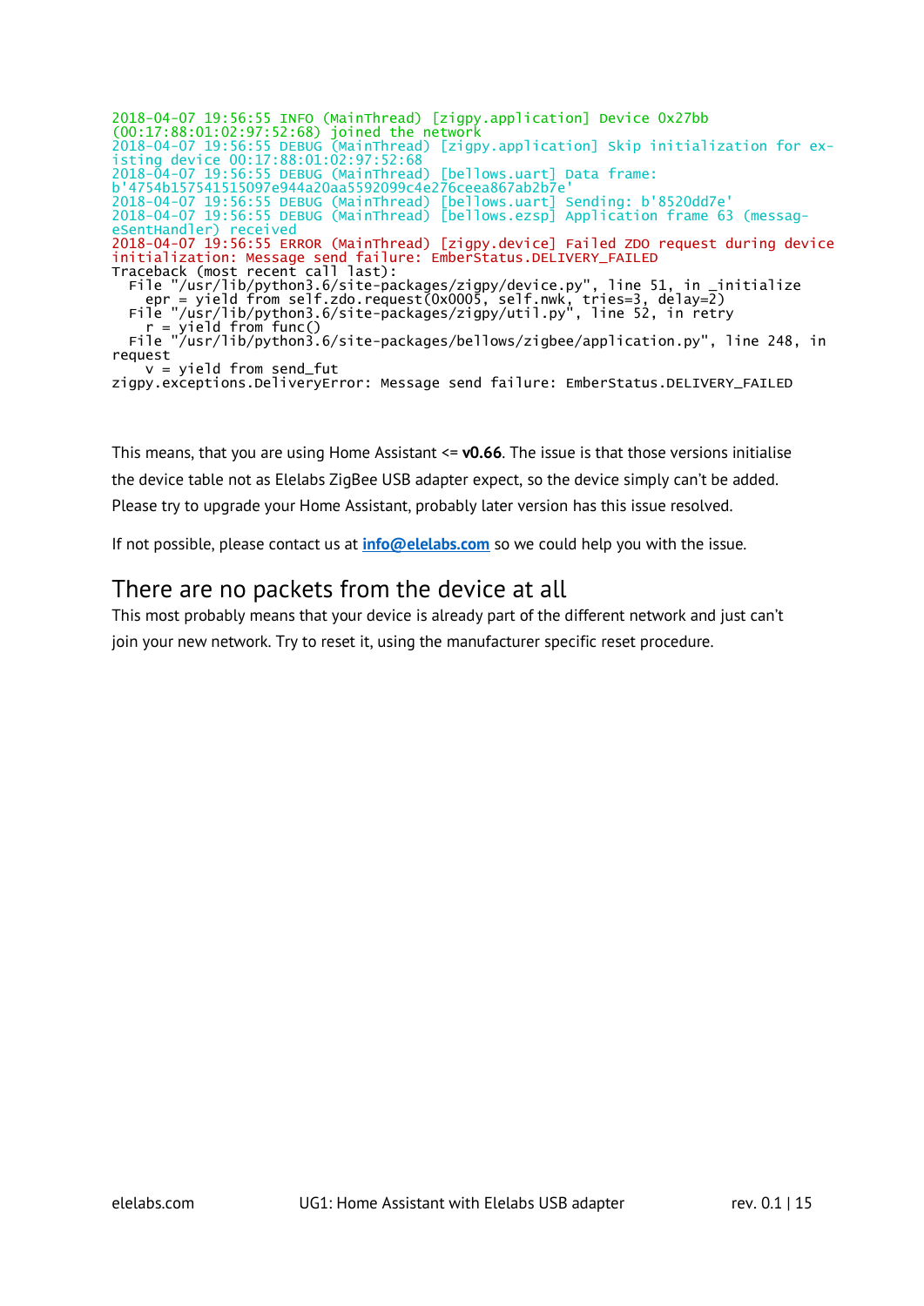```
2018-04-07 19:56:55 INFO (MainThread) [zigpy.application] Device 0x27bb
(00:17:88:01:02:97:52:68) joined the network
2018-04-07 19:56:55 DEBUG (MainThread) [zigpy.application] Skip initialization for ex-
isting device 00:17:88:01:02:97:52:68
2018-04-07 19:56:55 DEBUG (MainThread) [bellows.uart] Data frame:
b'4754b157541515097e944a20aa5592099c4e276ceea867ab2b7e'
2018-04-07 19:56:55 DEBUG (MainThread) [bellows.uart] Sending: b'8520dd7e'
2018-04-07 19:56:55 DEBUG (MainThread) [bellows.ezsp] Application frame 63 (messag-
eSentHandler) received
2018-04-07 19:56:55 ERROR (MainThread) [zigpy.device] Failed ZDO request during device
initialization: Message send failure: EmberStatus.DELIVERY_FAILED
Traceback (most recent call last):
  File "/usr/lib/python3.6/site-packages/zigpy/device.py", line 51, in _initialize
    epr = yield from self.zdo.request(0x0005, self.nwk, tries=3, delay=2)
  File "/usr/lib/python3.6/site-packages/zigpy/util.py", line 52, in retry
    r = yield from func()
  File "/usr/lib/python3.6/site-packages/bellows/zigbee/application.py", line 248, in
request
    v = yield from send_fut
zigpy.exceptions.DeliveryError: Message send failure: EmberStatus.DELIVERY_FAILED
```

This means, that you are using Home Assistant <= **v0.66**. The issue is that those versions initialise the device table not as Elelabs ZigBee USB adapter expect, so the device simply can't be added. Please try to upgrade your Home Assistant, probably later version has this issue resolved.

If not possible, please contact us at **info@elelabs.com** so we could help you with the issue.

## There are no packets from the device at all

This most probably means that your device is already part of the different network and just can't join your new network. Try to reset it, using the manufacturer specific reset procedure.